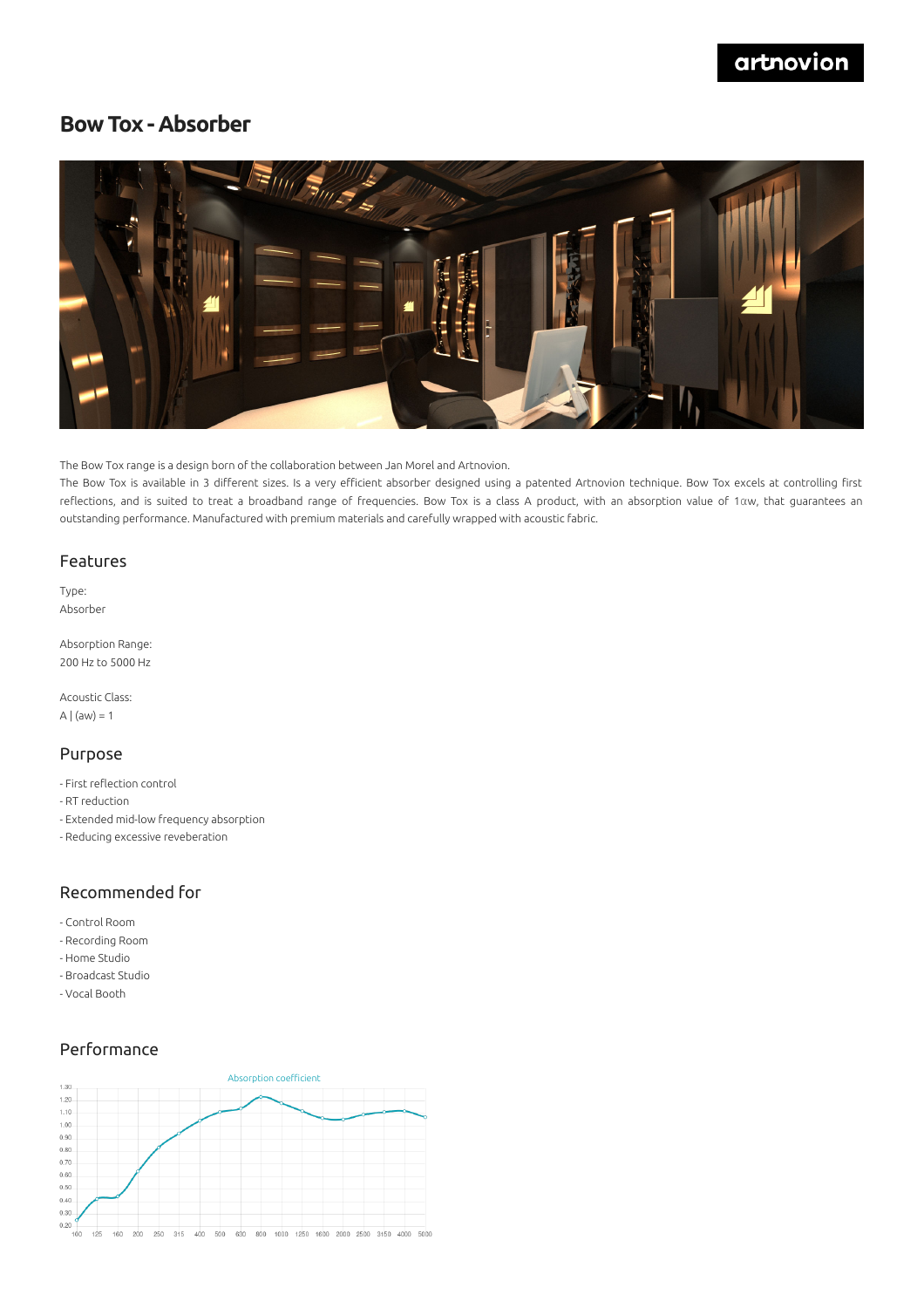# Bow Tox - Absorber

The Bow Tox range is a design born of the collaboration between Jan Morel and Artnovion.
The Bow Tox is available in 3 different sizes. Is a very efficient absorber designed using a patented Artnovion technique. Bow Tox excels at controlling first reflections, and is suited to treat a broadband range of frequencies. Bow Tox is a class A product, with an absorption value of 1αw, that guarantees an outstanding performance. Manufactured with premium materials and carefully wrapped with acoustic fabric.

## Features

Type:
Absorber

Absorption Range:
200 Hz to 5000 Hz

Acoustic Class:
A | (aw) = 1

## Purpose

- First reflection control
- RT reduction
- Extended mid-low frequency absorption
- Reducing excessive reveberation

## Recommended for

- Control Room
- Recording Room
- Home Studio
- Broadcast Studio
- Vocal Booth

## Performance

Absorption coefficient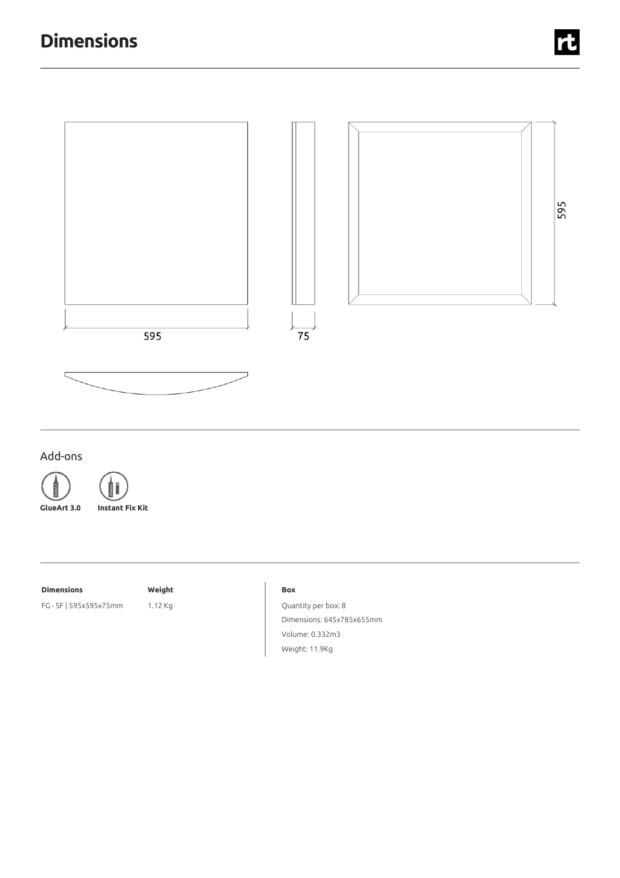# Dimensions

595

75

595

## Add-ons

**GlueArt 3.0** **Instant Fix Kit**

| **Dimensions** | **Weight** |
|---|---|
| FG - SF \| 595x595x75mm | 1.12 Kg |

**Box**

Quantity per box: 8

Dimensions: 645x785x655mm

Volume: 0.332m3

Weight: 11.9Kg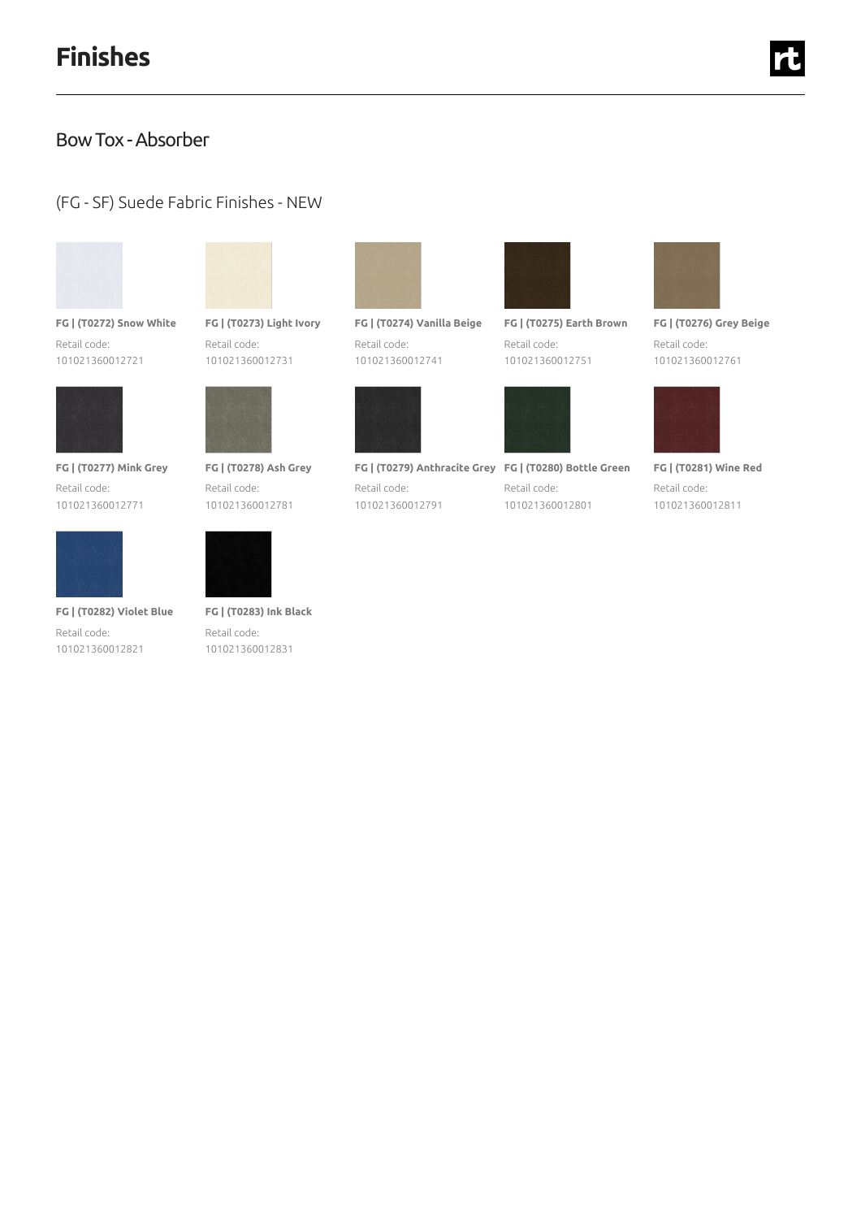# Finishes

## Bow Tox - Absorber

### (FG - SF) Suede Fabric Finishes - NEW

**FG | (T0272) Snow White**
Retail code:
101021360012721

**FG | (T0273) Light Ivory**
Retail code:
101021360012731

**FG | (T0274) Vanilla Beige**
Retail code:
101021360012741

**FG | (T0275) Earth Brown**
Retail code:
101021360012751

**FG | (T0276) Grey Beige**
Retail code:
101021360012761

**FG | (T0277) Mink Grey**
Retail code:
101021360012771

**FG | (T0278) Ash Grey**
Retail code:
101021360012781

**FG | (T0279) Anthracite Grey**
Retail code:
101021360012791

**FG | (T0280) Bottle Green**
Retail code:
101021360012801

**FG | (T0281) Wine Red**
Retail code:
101021360012811

**FG | (T0282) Violet Blue**
Retail code:
101021360012821

**FG | (T0283) Ink Black**
Retail code:
101021360012831